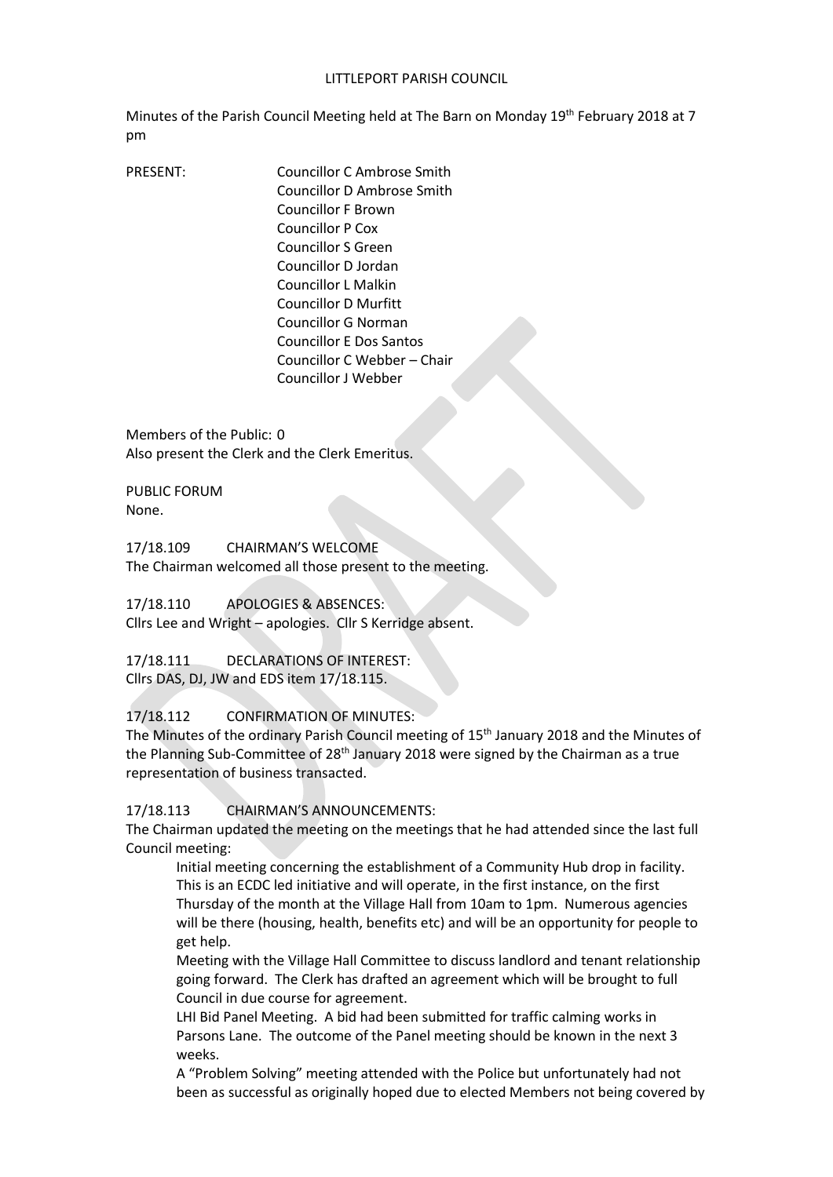LITTLEPORT PARISH COUNCIL

Minutes of the Parish Council Meeting held at The Barn on Monday 19th February 2018 at 7 pm

PRESENT: Councillor C Ambrose Smith
Councillor D Ambrose Smith
Councillor F Brown
Councillor P Cox
Councillor S Green
Councillor D Jordan
Councillor L Malkin
Councillor D Murfitt
Councillor G Norman
Councillor E Dos Santos
Councillor C Webber – Chair
Councillor J Webber

Members of the Public: 0
Also present the Clerk and the Clerk Emeritus.

PUBLIC FORUM
None.

17/18.109 CHAIRMAN'S WELCOME
The Chairman welcomed all those present to the meeting.

17/18.110 APOLOGIES & ABSENCES:
Cllrs Lee and Wright – apologies. Cllr S Kerridge absent.

17/18.111 DECLARATIONS OF INTEREST:
Cllrs DAS, DJ, JW and EDS item 17/18.115.

17/18.112 CONFIRMATION OF MINUTES:
The Minutes of the ordinary Parish Council meeting of 15th January 2018 and the Minutes of the Planning Sub-Committee of 28th January 2018 were signed by the Chairman as a true representation of business transacted.

17/18.113 CHAIRMAN'S ANNOUNCEMENTS:
The Chairman updated the meeting on the meetings that he had attended since the last full Council meeting:

Initial meeting concerning the establishment of a Community Hub drop in facility. This is an ECDC led initiative and will operate, in the first instance, on the first Thursday of the month at the Village Hall from 10am to 1pm. Numerous agencies will be there (housing, health, benefits etc) and will be an opportunity for people to get help.

Meeting with the Village Hall Committee to discuss landlord and tenant relationship going forward. The Clerk has drafted an agreement which will be brought to full Council in due course for agreement.

LHI Bid Panel Meeting. A bid had been submitted for traffic calming works in Parsons Lane. The outcome of the Panel meeting should be known in the next 3 weeks.

A "Problem Solving" meeting attended with the Police but unfortunately had not been as successful as originally hoped due to elected Members not being covered by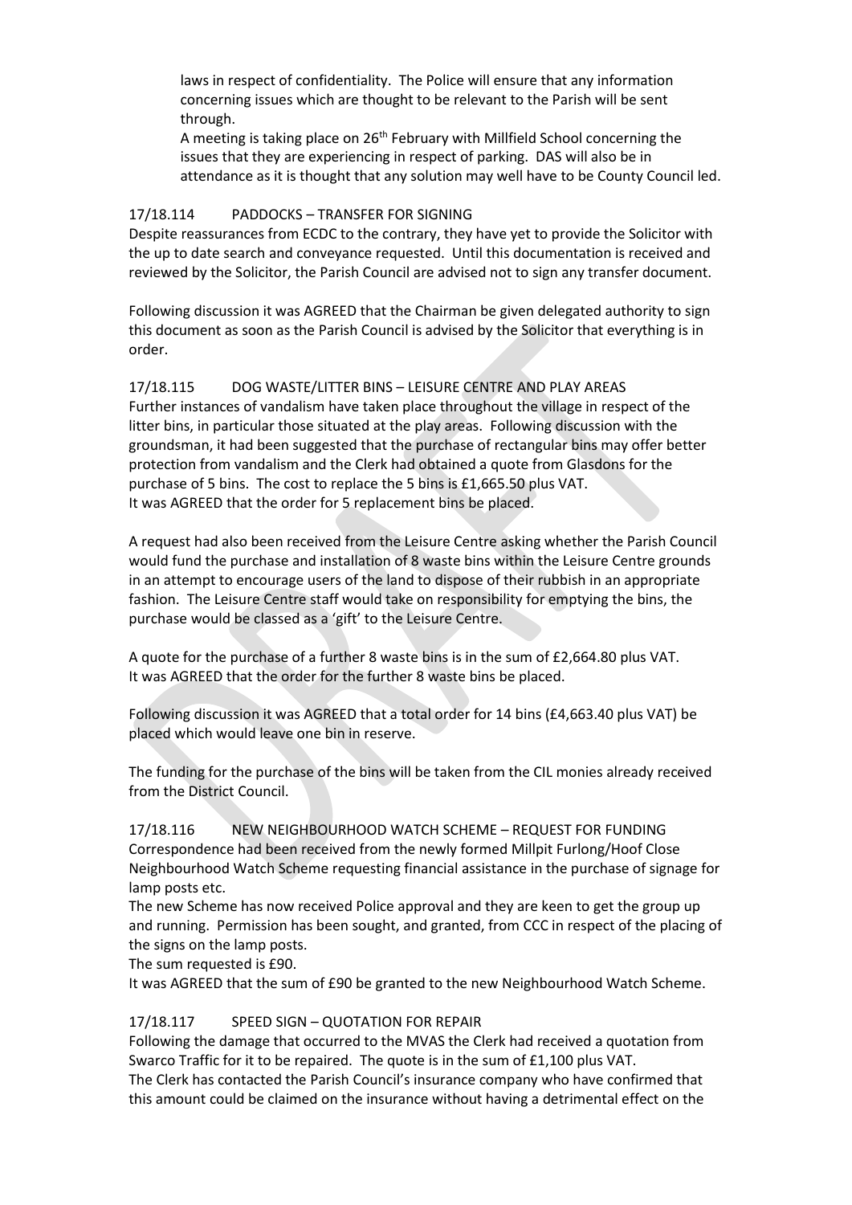laws in respect of confidentiality. The Police will ensure that any information concerning issues which are thought to be relevant to the Parish will be sent through.

A meeting is taking place on 26th February with Millfield School concerning the issues that they are experiencing in respect of parking. DAS will also be in attendance as it is thought that any solution may well have to be County Council led.

17/18.114 PADDOCKS – TRANSFER FOR SIGNING

Despite reassurances from ECDC to the contrary, they have yet to provide the Solicitor with the up to date search and conveyance requested. Until this documentation is received and reviewed by the Solicitor, the Parish Council are advised not to sign any transfer document.

Following discussion it was AGREED that the Chairman be given delegated authority to sign this document as soon as the Parish Council is advised by the Solicitor that everything is in order.

17/18.115 DOG WASTE/LITTER BINS – LEISURE CENTRE AND PLAY AREAS

Further instances of vandalism have taken place throughout the village in respect of the litter bins, in particular those situated at the play areas. Following discussion with the groundsman, it had been suggested that the purchase of rectangular bins may offer better protection from vandalism and the Clerk had obtained a quote from Glasdons for the purchase of 5 bins. The cost to replace the 5 bins is £1,665.50 plus VAT.
It was AGREED that the order for 5 replacement bins be placed.

A request had also been received from the Leisure Centre asking whether the Parish Council would fund the purchase and installation of 8 waste bins within the Leisure Centre grounds in an attempt to encourage users of the land to dispose of their rubbish in an appropriate fashion. The Leisure Centre staff would take on responsibility for emptying the bins, the purchase would be classed as a 'gift' to the Leisure Centre.

A quote for the purchase of a further 8 waste bins is in the sum of £2,664.80 plus VAT.
It was AGREED that the order for the further 8 waste bins be placed.

Following discussion it was AGREED that a total order for 14 bins (£4,663.40 plus VAT) be placed which would leave one bin in reserve.

The funding for the purchase of the bins will be taken from the CIL monies already received from the District Council.

17/18.116 NEW NEIGHBOURHOOD WATCH SCHEME – REQUEST FOR FUNDING

Correspondence had been received from the newly formed Millpit Furlong/Hoof Close Neighbourhood Watch Scheme requesting financial assistance in the purchase of signage for lamp posts etc.
The new Scheme has now received Police approval and they are keen to get the group up and running. Permission has been sought, and granted, from CCC in respect of the placing of the signs on the lamp posts.
The sum requested is £90.
It was AGREED that the sum of £90 be granted to the new Neighbourhood Watch Scheme.

17/18.117 SPEED SIGN – QUOTATION FOR REPAIR

Following the damage that occurred to the MVAS the Clerk had received a quotation from Swarco Traffic for it to be repaired. The quote is in the sum of £1,100 plus VAT.
The Clerk has contacted the Parish Council's insurance company who have confirmed that this amount could be claimed on the insurance without having a detrimental effect on the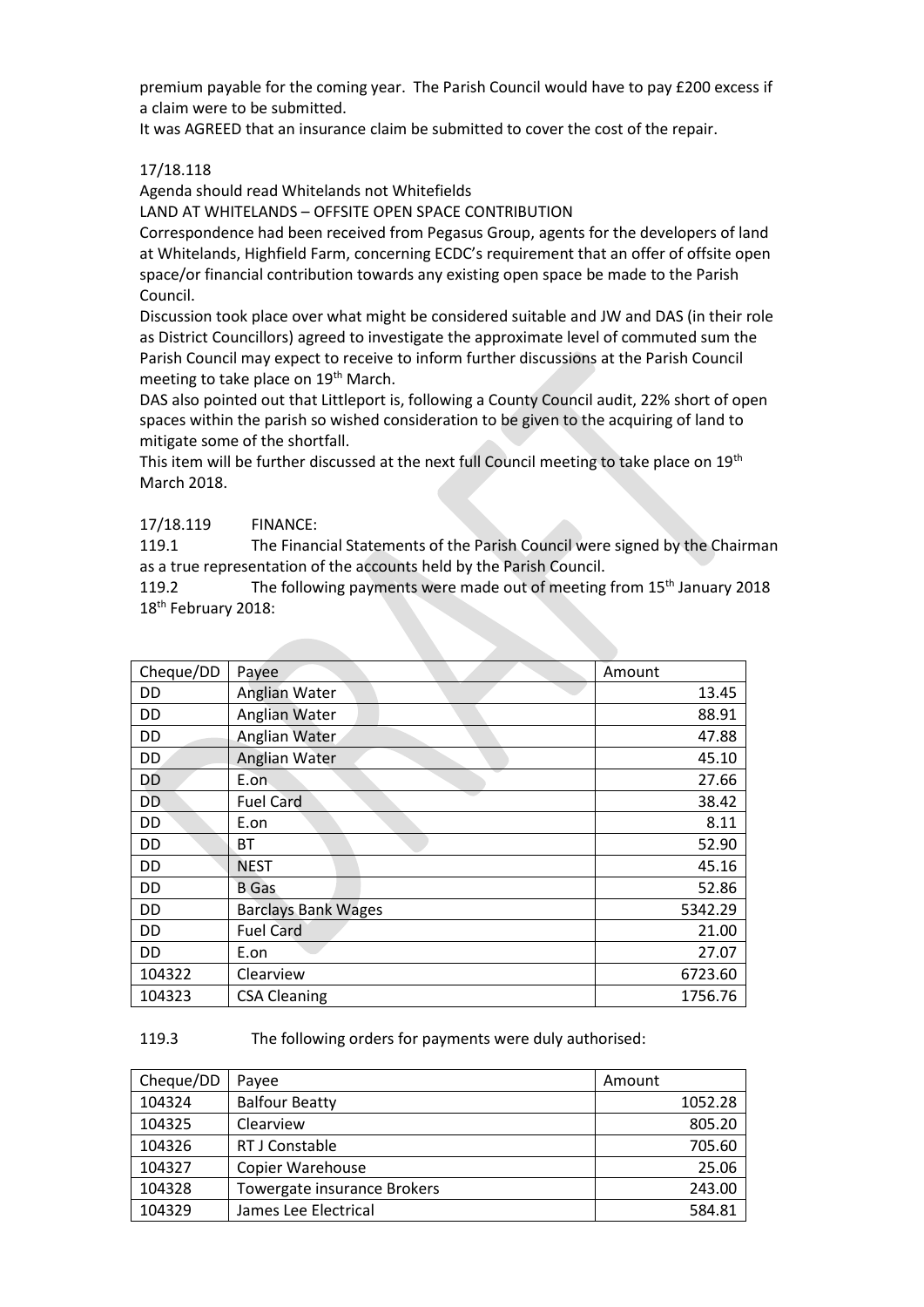premium payable for the coming year. The Parish Council would have to pay £200 excess if a claim were to be submitted.

It was AGREED that an insurance claim be submitted to cover the cost of the repair.

17/18.118

Agenda should read Whitelands not Whitefields

LAND AT WHITELANDS – OFFSITE OPEN SPACE CONTRIBUTION

Correspondence had been received from Pegasus Group, agents for the developers of land at Whitelands, Highfield Farm, concerning ECDC's requirement that an offer of offsite open space/or financial contribution towards any existing open space be made to the Parish Council.

Discussion took place over what might be considered suitable and JW and DAS (in their role as District Councillors) agreed to investigate the approximate level of commuted sum the Parish Council may expect to receive to inform further discussions at the Parish Council meeting to take place on 19th March.

DAS also pointed out that Littleport is, following a County Council audit, 22% short of open spaces within the parish so wished consideration to be given to the acquiring of land to mitigate some of the shortfall.

This item will be further discussed at the next full Council meeting to take place on 19th March 2018.

17/18.119 FINANCE:

119.1 The Financial Statements of the Parish Council were signed by the Chairman as a true representation of the accounts held by the Parish Council.

119.2 The following payments were made out of meeting from 15th January 2018 18th February 2018:

| Cheque/DD | Payee | Amount |
|---|---|---|
| DD | Anglian Water | 13.45 |
| DD | Anglian Water | 88.91 |
| DD | Anglian Water | 47.88 |
| DD | Anglian Water | 45.10 |
| DD | E.on | 27.66 |
| DD | Fuel Card | 38.42 |
| DD | E.on | 8.11 |
| DD | BT | 52.90 |
| DD | NEST | 45.16 |
| DD | B Gas | 52.86 |
| DD | Barclays Bank Wages | 5342.29 |
| DD | Fuel Card | 21.00 |
| DD | E.on | 27.07 |
| 104322 | Clearview | 6723.60 |
| 104323 | CSA Cleaning | 1756.76 |

119.3 The following orders for payments were duly authorised:

| Cheque/DD | Payee | Amount |
|---|---|---|
| 104324 | Balfour Beatty | 1052.28 |
| 104325 | Clearview | 805.20 |
| 104326 | RT J Constable | 705.60 |
| 104327 | Copier Warehouse | 25.06 |
| 104328 | Towergate insurance Brokers | 243.00 |
| 104329 | James Lee Electrical | 584.81 |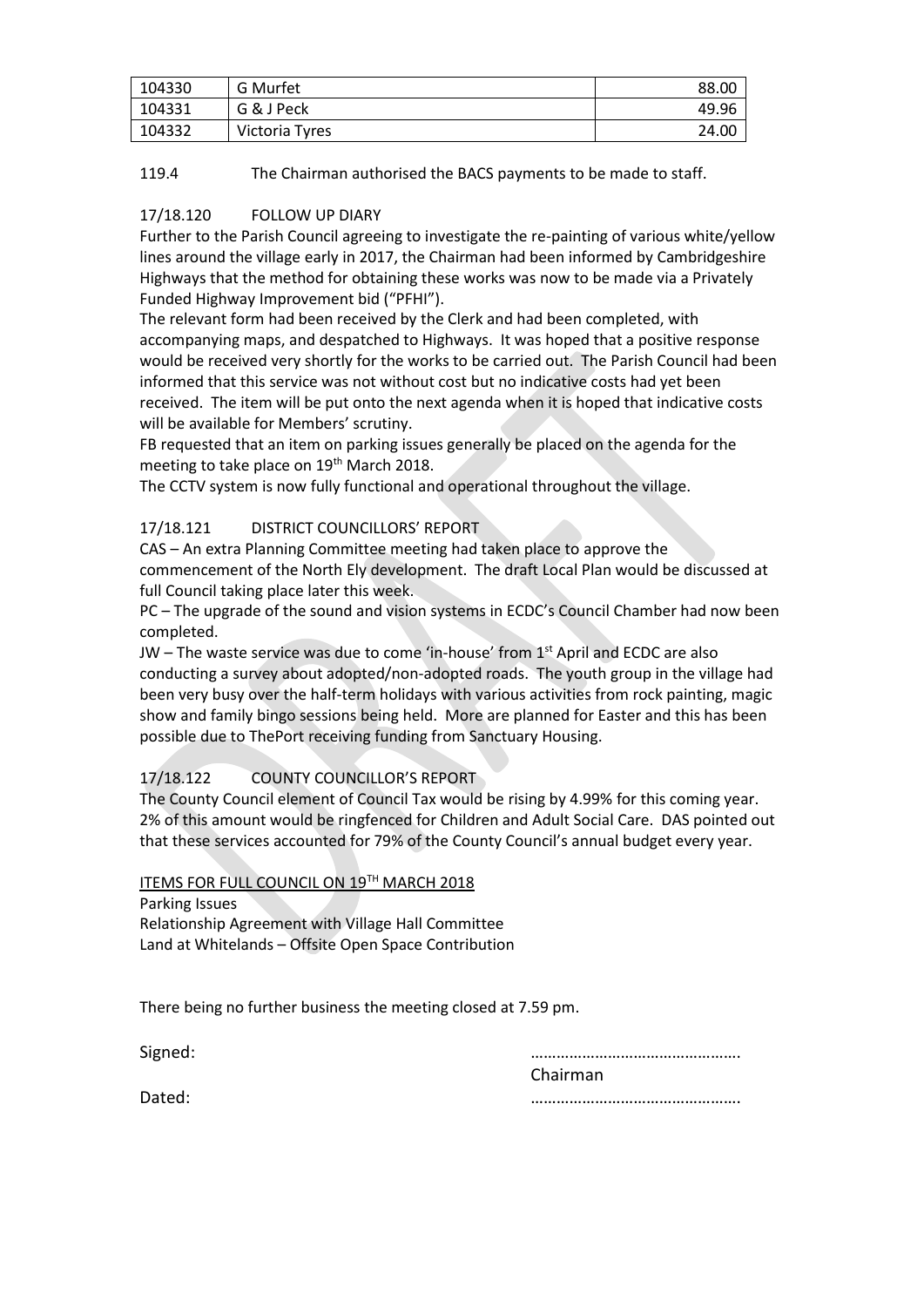| | | |
|---|---|---|
| 104330 | G Murfet | 88.00 |
| 104331 | G & J Peck | 49.96 |
| 104332 | Victoria Tyres | 24.00 |

119.4 The Chairman authorised the BACS payments to be made to staff.

17/18.120 FOLLOW UP DIARY

Further to the Parish Council agreeing to investigate the re-painting of various white/yellow lines around the village early in 2017, the Chairman had been informed by Cambridgeshire Highways that the method for obtaining these works was now to be made via a Privately Funded Highway Improvement bid ("PFHI").

The relevant form had been received by the Clerk and had been completed, with accompanying maps, and despatched to Highways. It was hoped that a positive response would be received very shortly for the works to be carried out. The Parish Council had been informed that this service was not without cost but no indicative costs had yet been received. The item will be put onto the next agenda when it is hoped that indicative costs will be available for Members' scrutiny.

FB requested that an item on parking issues generally be placed on the agenda for the meeting to take place on 19th March 2018.

The CCTV system is now fully functional and operational throughout the village.

17/18.121 DISTRICT COUNCILLORS' REPORT

CAS – An extra Planning Committee meeting had taken place to approve the commencement of the North Ely development. The draft Local Plan would be discussed at full Council taking place later this week.

PC – The upgrade of the sound and vision systems in ECDC's Council Chamber had now been completed.

JW – The waste service was due to come 'in-house' from 1st April and ECDC are also conducting a survey about adopted/non-adopted roads. The youth group in the village had been very busy over the half-term holidays with various activities from rock painting, magic show and family bingo sessions being held. More are planned for Easter and this has been possible due to ThePort receiving funding from Sanctuary Housing.

17/18.122 COUNTY COUNCILLOR'S REPORT

The County Council element of Council Tax would be rising by 4.99% for this coming year. 2% of this amount would be ringfenced for Children and Adult Social Care. DAS pointed out that these services accounted for 79% of the County Council's annual budget every year.

ITEMS FOR FULL COUNCIL ON 19TH MARCH 2018

Parking Issues
Relationship Agreement with Village Hall Committee
Land at Whitelands – Offsite Open Space Contribution

There being no further business the meeting closed at 7.59 pm.

Signed: ………………………………………….
Chairman

Dated: ………………………………………….